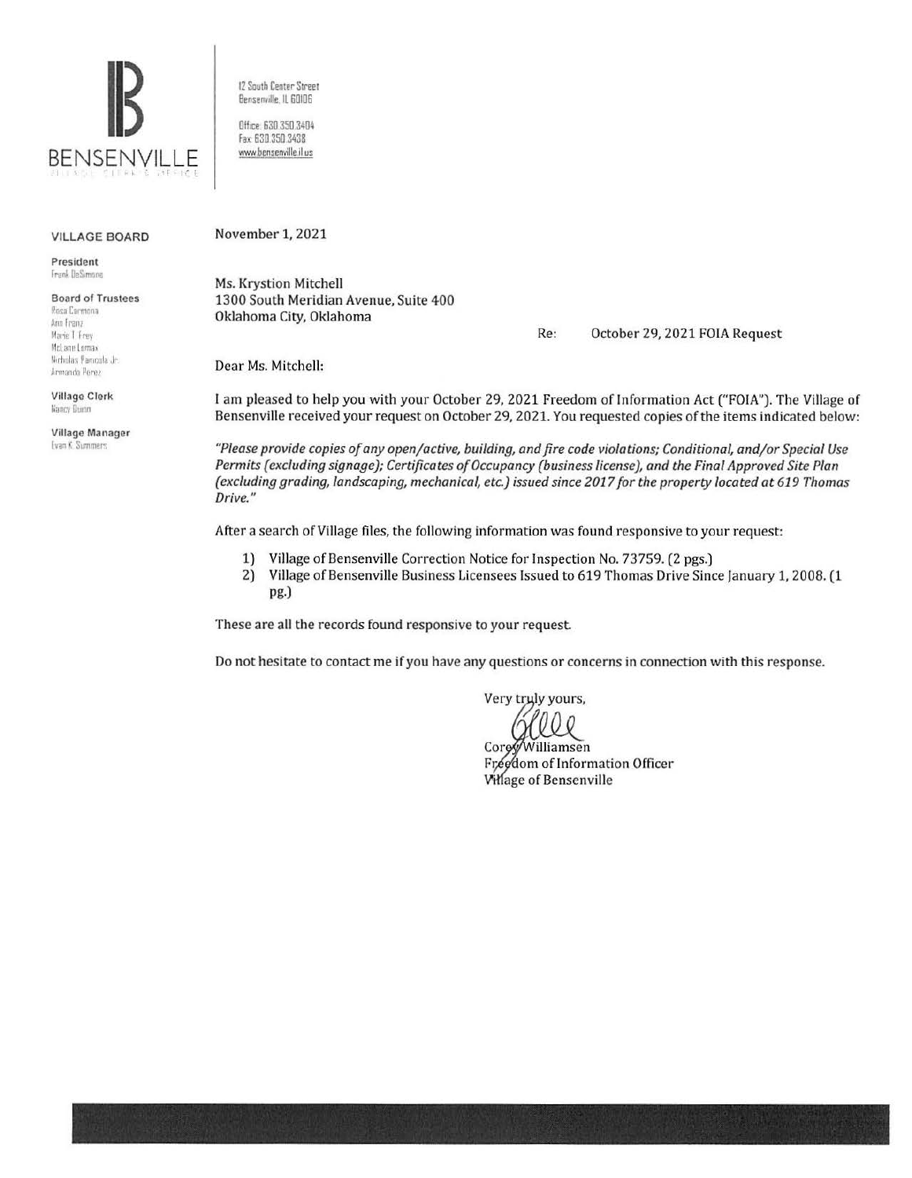# BENSENVILLE

VILLAGE CLERK'S OFFICE

12 South Center Street
Bensenville, IL 60106

Office: 630.350.3404
Fax: 630.350.3438
www.bensenville.il.us

**VILLAGE BOARD**

**President**
Frank DeSimone

**Board of Trustees**
Rosa Carmona
Ann Franz
Marie T. Frey
McLane Lomax
Nicholas Panicola Jr.
Armando Perez

**Village Clerk**
Nancy Quinn

**Village Manager**
Evan K. Summers

November 1, 2021

Ms. Krystion Mitchell
1300 South Meridian Avenue, Suite 400
Oklahoma City, Oklahoma

Re: October 29, 2021 FOIA Request

Dear Ms. Mitchell:

I am pleased to help you with your October 29, 2021 Freedom of Information Act ("FOIA"). The Village of Bensenville received your request on October 29, 2021. You requested copies of the items indicated below:

*"Please provide copies of any open/active, building, and fire code violations; Conditional, and/or Special Use Permits (excluding signage); Certificates of Occupancy (business license), and the Final Approved Site Plan (excluding grading, landscaping, mechanical, etc.) issued since 2017 for the property located at 619 Thomas Drive."*

After a search of Village files, the following information was found responsive to your request:

1) Village of Bensenville Correction Notice for Inspection No. 73759. (2 pgs.)
2) Village of Bensenville Business Licensees Issued to 619 Thomas Drive Since January 1, 2008. (1 pg.)

These are all the records found responsive to your request.

Do not hesitate to contact me if you have any questions or concerns in connection with this response.

Very truly yours,

Corey Williamsen
Freedom of Information Officer
Village of Bensenville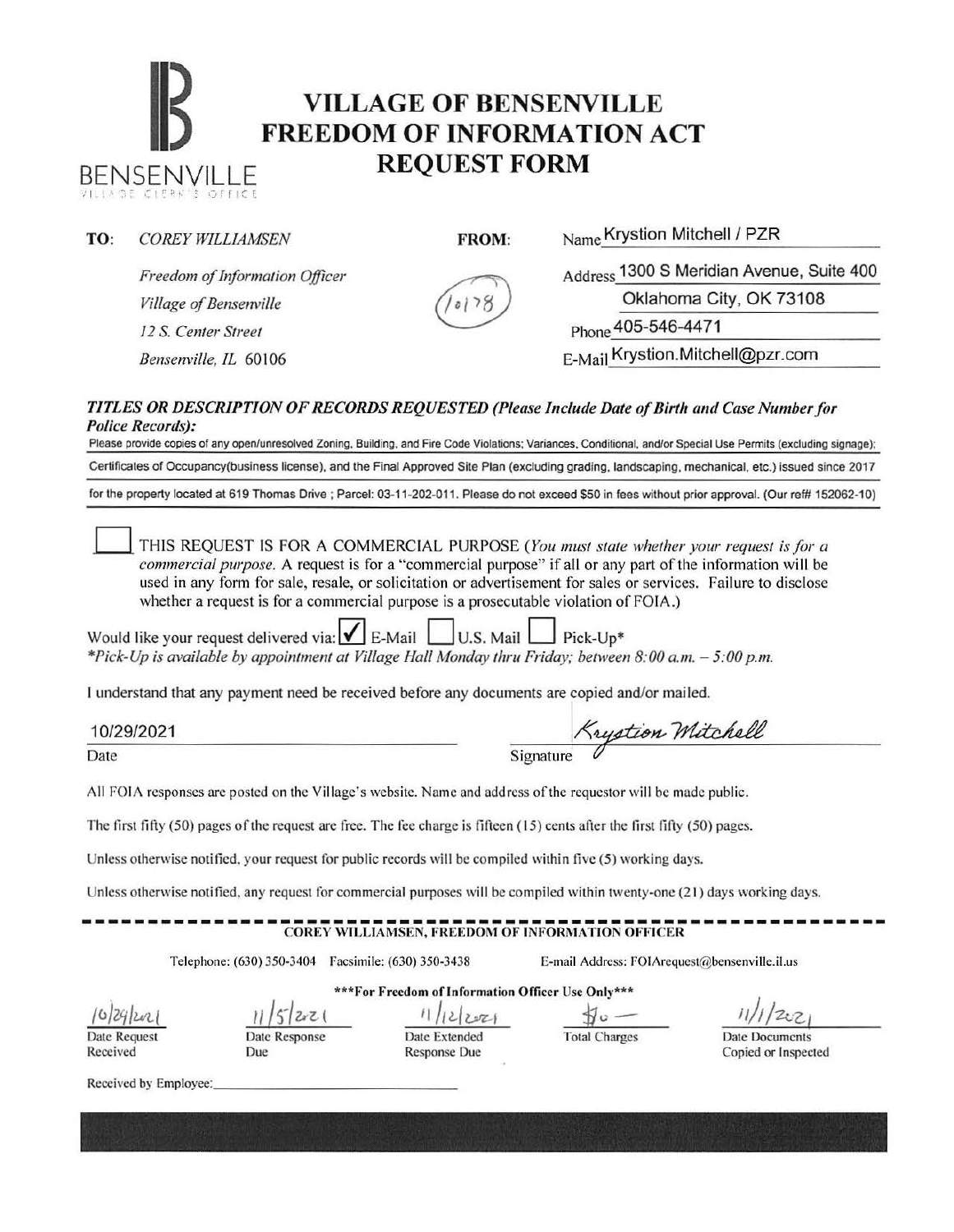# VILLAGE OF BENSENVILLE FREEDOM OF INFORMATION ACT REQUEST FORM

BENSENVILLE
VILLAGE CLERK'S OFFICE

**TO:** *COREY WILLIAMSEN*

*Freedom of Information Officer*
*Village of Bensenville*
*12 S. Center Street*
*Bensenville, IL 60106*

**FROM:**

10178

Name Krystion Mitchell / PZR
Address 1300 S Meridian Avenue, Suite 400
Oklahoma City, OK 73108
Phone 405-546-4471
E-Mail Krystion.Mitchell@pzr.com

***TITLES OR DESCRIPTION OF RECORDS REQUESTED (Please Include Date of Birth and Case Number for Police Records):***

Please provide copies of any open/unresolved Zoning, Building, and Fire Code Violations; Variances, Conditional, and/or Special Use Permits (excluding signage); Certificates of Occupancy(business license), and the Final Approved Site Plan (excluding grading, landscaping, mechanical, etc.) issued since 2017 for the property located at 619 Thomas Drive ; Parcel: 03-11-202-011. Please do not exceed $50 in fees without prior approval. (Our ref# 152062-10)

☐ THIS REQUEST IS FOR A COMMERCIAL PURPOSE (*You must state whether your request is for a commercial purpose.* A request is for a "commercial purpose" if all or any part of the information will be used in any form for sale, resale, or solicitation or advertisement for sales or services. Failure to disclose whether a request is for a commercial purpose is a prosecutable violation of FOIA.)

Would like your request delivered via: ☑ E-Mail ☐ U.S. Mail ☐ Pick-Up*
*\*Pick-Up is available by appointment at Village Hall Monday thru Friday; between 8:00 a.m. – 5:00 p.m.*

I understand that any payment need be received before any documents are copied and/or mailed.

10/29/2021
Date

Krystion Mitchell
Signature

All FOIA responses are posted on the Village's website. Name and address of the requestor will be made public.

The first fifty (50) pages of the request are free. The fee charge is fifteen (15) cents after the first fifty (50) pages.

Unless otherwise notified, your request for public records will be compiled within five (5) working days.

Unless otherwise notified, any request for commercial purposes will be compiled within twenty-one (21) days working days.

**COREY WILLIAMSEN, FREEDOM OF INFORMATION OFFICER**

Telephone: (630) 350-3404 Facsimile: (630) 350-3438 E-mail Address: FOIArequest@bensenville.il.us

**\*\*\*For Freedom of Information Officer Use Only\*\*\***

| 10/29/2021 | 11/5/2021 | 11/12/2021 | $0 — | 11/1/2021 |
|---|---|---|---|---|
| Date Request Received | Date Response Due | Date Extended Response Due | Total Charges | Date Documents Copied or Inspected |

Received by Employee: ______________________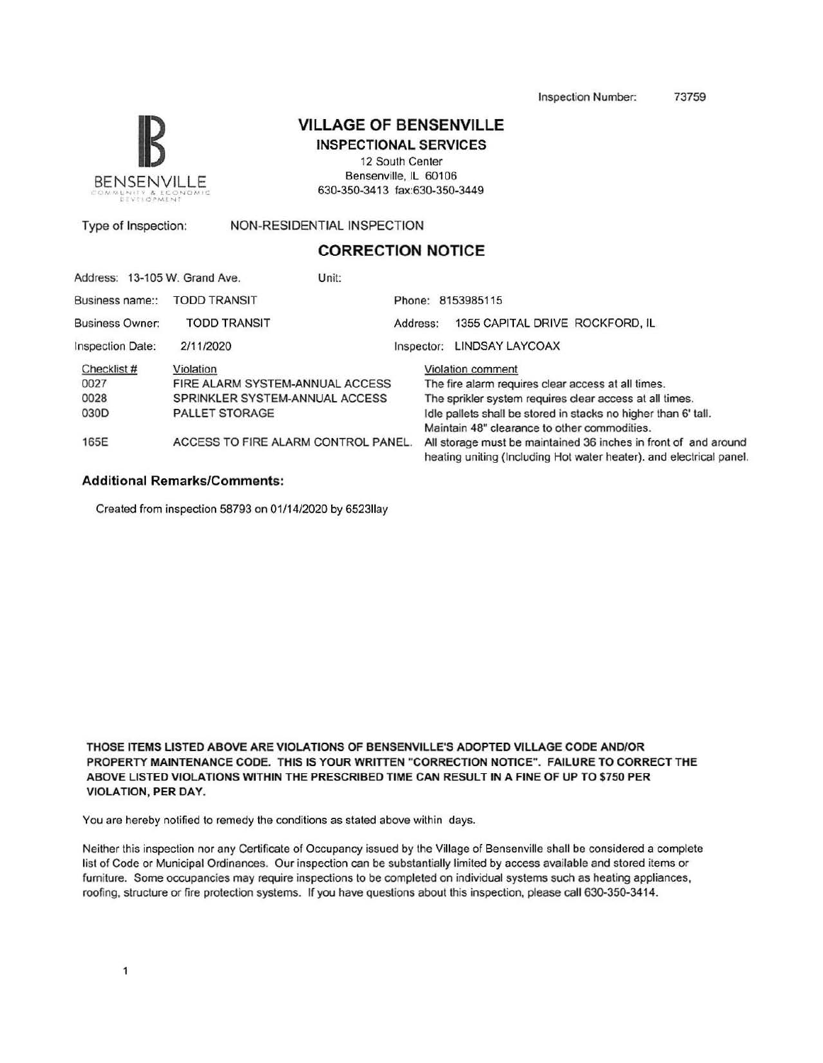Inspection Number: 73759

BENSENVILLE
COMMUNITY & ECONOMIC DEVELOPMENT

# VILLAGE OF BENSENVILLE

## INSPECTIONAL SERVICES

12 South Center
Bensenville, IL 60106
630-350-3413 fax:630-350-3449

Type of Inspection: NON-RESIDENTIAL INSPECTION

## CORRECTION NOTICE

Address: 13-105 W. Grand Ave. Unit:

Business name:: TODD TRANSIT Phone: 8153985115

Business Owner: TODD TRANSIT Address: 1355 CAPITAL DRIVE ROCKFORD, IL

Inspection Date: 2/11/2020 Inspector: LINDSAY LAYCOAX

| Checklist # | Violation | Violation comment |
|---|---|---|
| 0027 | FIRE ALARM SYSTEM-ANNUAL ACCESS | The fire alarm requires clear access at all times. |
| 0028 | SPRINKLER SYSTEM-ANNUAL ACCESS | The sprikler system requires clear access at all times. |
| 030D | PALLET STORAGE | Idle pallets shall be stored in stacks no higher than 6' tall. Maintain 48" clearance to other commodities. |
| 165E | ACCESS TO FIRE ALARM CONTROL PANEL. | All storage must be maintained 36 inches in front of and around heating uniting (Including Hot water heater). and electrical panel. |

**Additional Remarks/Comments:**

Created from inspection 58793 on 01/14/2020 by 6523llay

**THOSE ITEMS LISTED ABOVE ARE VIOLATIONS OF BENSENVILLE'S ADOPTED VILLAGE CODE AND/OR PROPERTY MAINTENANCE CODE. THIS IS YOUR WRITTEN "CORRECTION NOTICE". FAILURE TO CORRECT THE ABOVE LISTED VIOLATIONS WITHIN THE PRESCRIBED TIME CAN RESULT IN A FINE OF UP TO $750 PER VIOLATION, PER DAY.**

You are hereby notified to remedy the conditions as stated above within days.

Neither this inspection nor any Certificate of Occupancy issued by the Village of Bensenville shall be considered a complete list of Code or Municipal Ordinances. Our inspection can be substantially limited by access available and stored items or furniture. Some occupancies may require inspections to be completed on individual systems such as heating appliances, roofing, structure or fire protection systems. If you have questions about this inspection, please call 630-350-3414.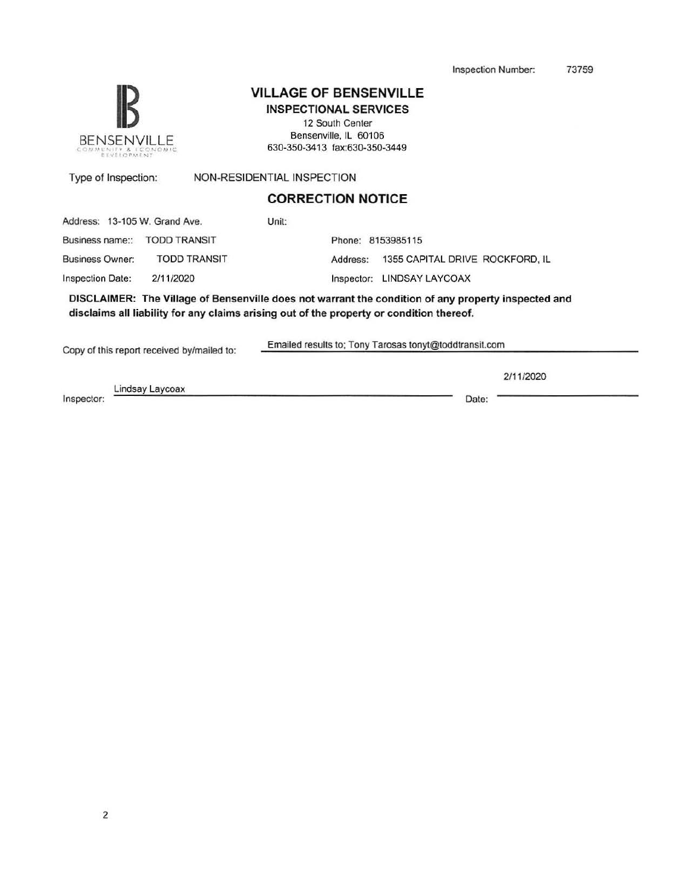Inspection Number: 73759

# VILLAGE OF BENSENVILLE

## INSPECTIONAL SERVICES

12 South Center
Bensenville, IL 60106
630-350-3413 fax:630-350-3449

Type of Inspection: NON-RESIDENTIAL INSPECTION

## CORRECTION NOTICE

| | | | |
|---|---|---|---|
| Address: | 13-105 W. Grand Ave. | Unit: | |
| Business name:: | TODD TRANSIT | Phone: | 8153985115 |
| Business Owner: | TODD TRANSIT | Address: | 1355 CAPITAL DRIVE ROCKFORD, IL |
| Inspection Date: | 2/11/2020 | Inspector: | LINDSAY LAYCOAX |

**DISCLAIMER: The Village of Bensenville does not warrant the condition of any property inspected and disclaims all liability for any claims arising out of the property or condition thereof.**

Copy of this report received by/mailed to: Emailed results to; Tony Tarosas tonyt@toddtransit.com

Inspector: Lindsay Laycoax

Date: 2/11/2020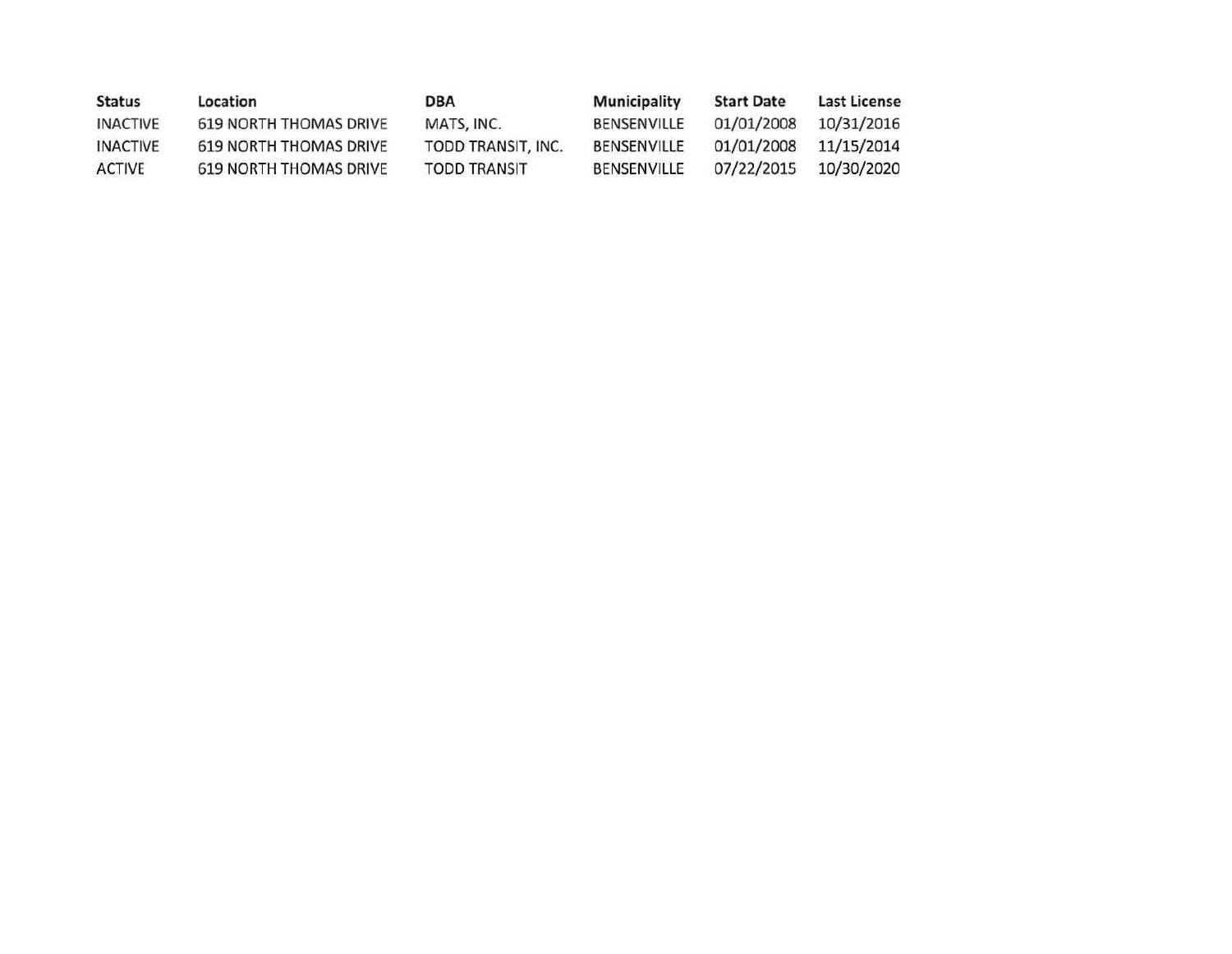| Status | Location | DBA | Municipality | Start Date | Last License |
|---|---|---|---|---|---|
| INACTIVE | 619 NORTH THOMAS DRIVE | MATS, INC. | BENSENVILLE | 01/01/2008 | 10/31/2016 |
| INACTIVE | 619 NORTH THOMAS DRIVE | TODD TRANSIT, INC. | BENSENVILLE | 01/01/2008 | 11/15/2014 |
| ACTIVE | 619 NORTH THOMAS DRIVE | TODD TRANSIT | BENSENVILLE | 07/22/2015 | 10/30/2020 |